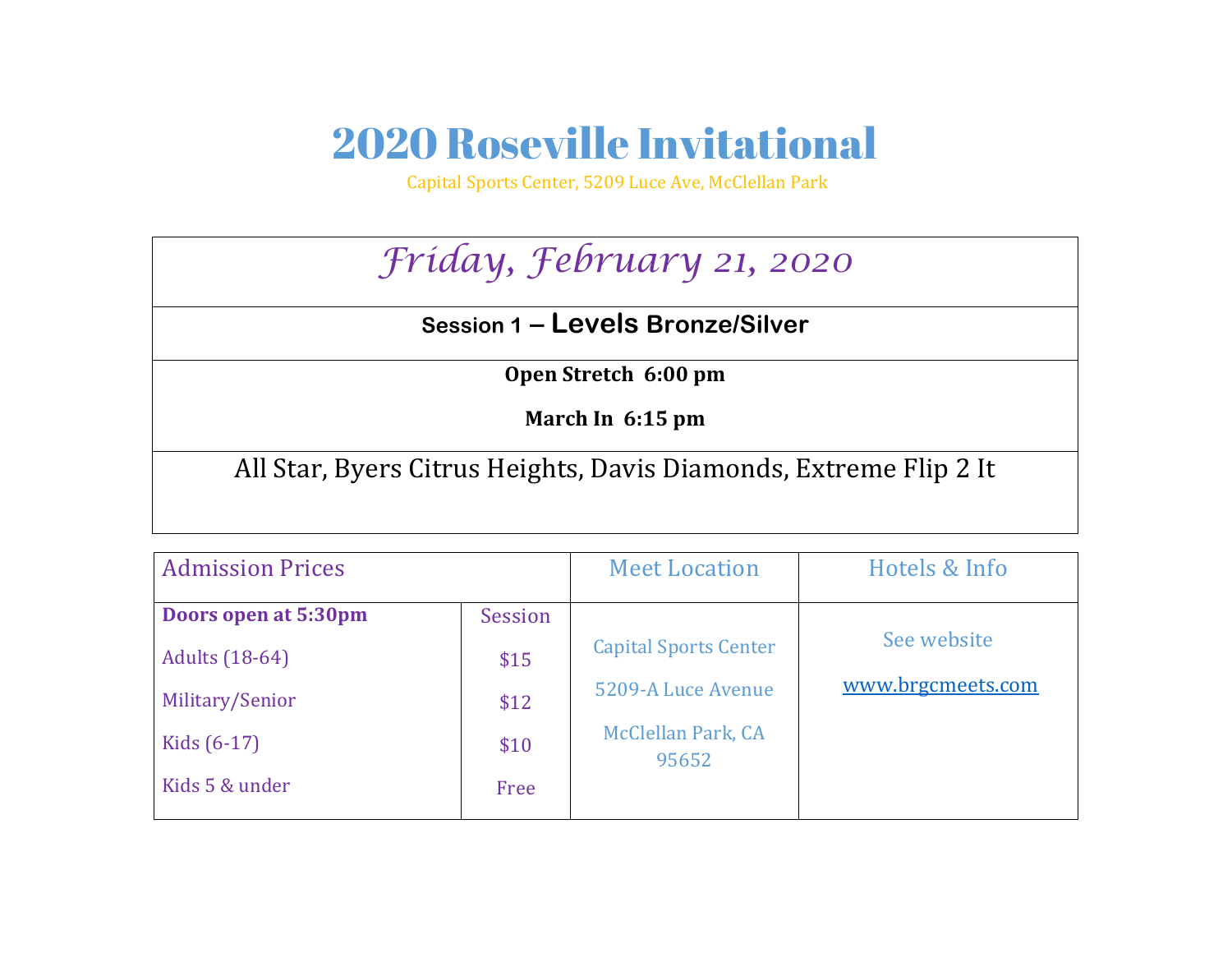# 2020 Roseville Invitational

Capital Sports Center, 5209 Luce Ave, McClellan Park

| *Friday, February 21, 2020* |
|---|
| **Session 1 – Levels Bronze/Silver** |
| **Open Stretch 6:00 pm**<br>**March In 6:15 pm** |
| All Star, Byers Citrus Heights, Davis Diamonds, Extreme Flip 2 It |

| Admission Prices | | Meet Location | Hotels & Info |
|---|---|---|---|
| **Doors open at 5:30pm** | Session | Capital Sports Center<br>5209-A Luce Avenue<br>McClellan Park, CA 95652 | See website<br>www.brgcmeets.com |
| Adults (18-64) | $15 | | |
| Military/Senior | $12 | | |
| Kids (6-17) | $10 | | |
| Kids 5 & under | Free | | |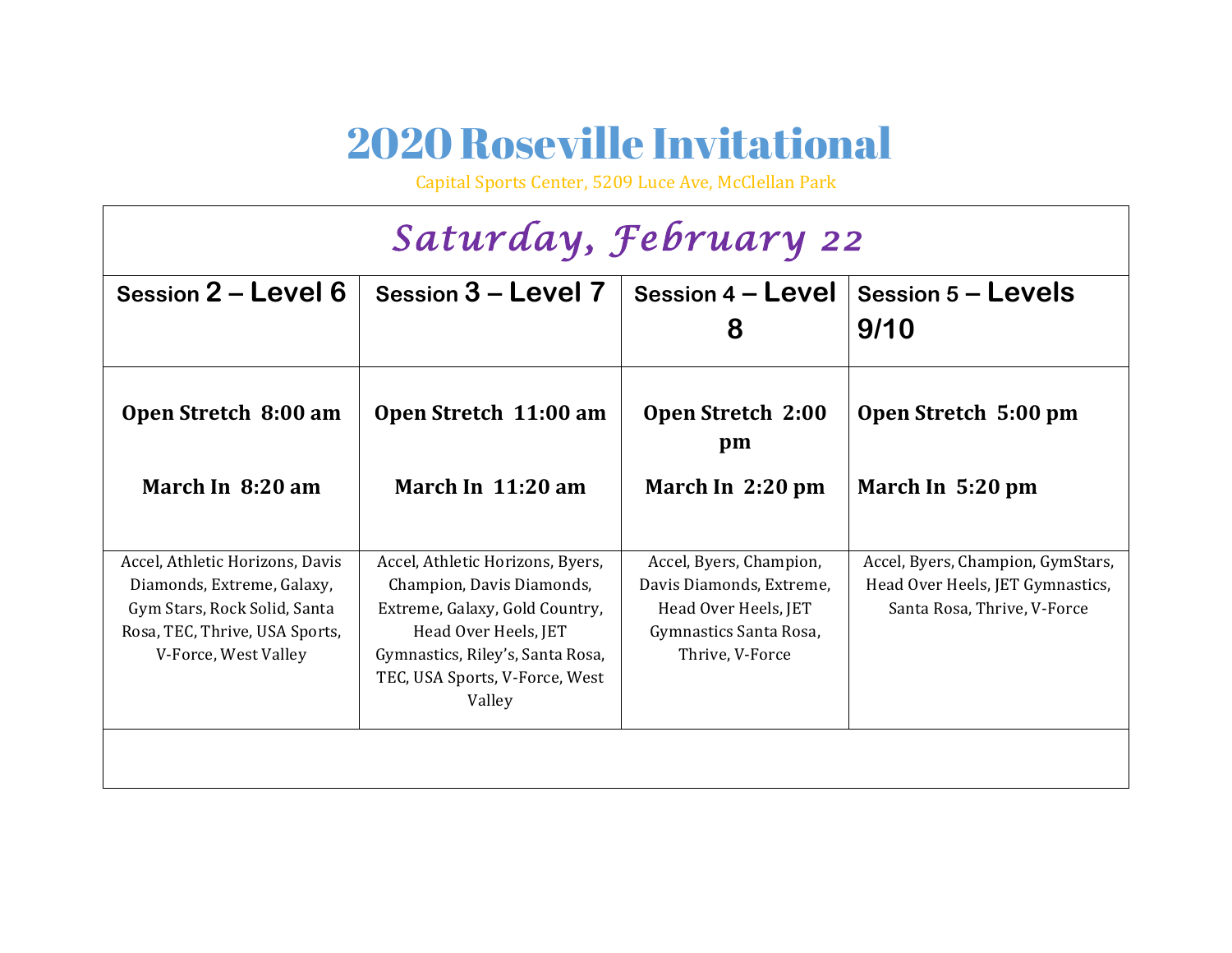# 2020 Roseville Invitational

Capital Sports Center, 5209 Luce Ave, McClellan Park

| *Saturday, February 22* | | | |
|---|---|---|---|
| **Session 2 – Level 6** | **Session 3 – Level 7** | **Session 4 – Level 8** | **Session 5 – Levels 9/10** |
| **Open Stretch 8:00 am**<br><br>**March In 8:20 am** | **Open Stretch 11:00 am**<br><br>**March In 11:20 am** | **Open Stretch 2:00 pm**<br><br>**March In 2:20 pm** | **Open Stretch 5:00 pm**<br><br>**March In 5:20 pm** |
| Accel, Athletic Horizons, Davis Diamonds, Extreme, Galaxy, Gym Stars, Rock Solid, Santa Rosa, TEC, Thrive, USA Sports, V-Force, West Valley | Accel, Athletic Horizons, Byers, Champion, Davis Diamonds, Extreme, Galaxy, Gold Country, Head Over Heels, JET Gymnastics, Riley's, Santa Rosa, TEC, USA Sports, V-Force, West Valley | Accel, Byers, Champion, Davis Diamonds, Extreme, Head Over Heels, JET Gymnastics Santa Rosa, Thrive, V-Force | Accel, Byers, Champion, GymStars, Head Over Heels, JET Gymnastics, Santa Rosa, Thrive, V-Force |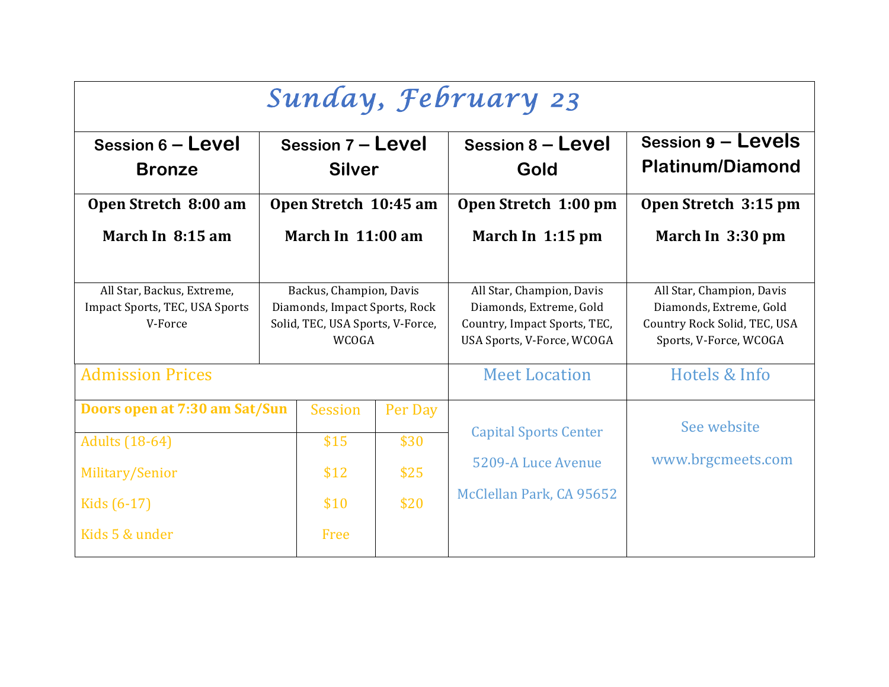# Sunday, February 23

| Session 6 – Level Bronze | Session 7 – Level Silver | Session 8 – Level Gold | Session 9 – Levels Platinum/Diamond |
|---|---|---|---|
| **Open Stretch 8:00 am**<br>**March In 8:15 am** | **Open Stretch 10:45 am**<br>**March In 11:00 am** | **Open Stretch 1:00 pm**<br>**March In 1:15 pm** | **Open Stretch 3:15 pm**<br>**March In 3:30 pm** |
| All Star, Backus, Extreme, Impact Sports, TEC, USA Sports V-Force | Backus, Champion, Davis Diamonds, Impact Sports, Rock Solid, TEC, USA Sports, V-Force, WCOGA | All Star, Champion, Davis Diamonds, Extreme, Gold Country, Impact Sports, TEC, USA Sports, V-Force, WCOGA | All Star, Champion, Davis Diamonds, Extreme, Gold Country Rock Solid, TEC, USA Sports, V-Force, WCOGA |

## Admission Prices

| **Doors open at 7:30 am Sat/Sun** | Session | Per Day |
|---|---|---|
| Adults (18-64) | $15 | $30 |
| Military/Senior | $12 | $25 |
| Kids (6-17) | $10 | $20 |
| Kids 5 & under | Free | |

## Meet Location

Capital Sports Center

5209-A Luce Avenue

McClellan Park, CA 95652

## Hotels & Info

See website

www.brgcmeets.com